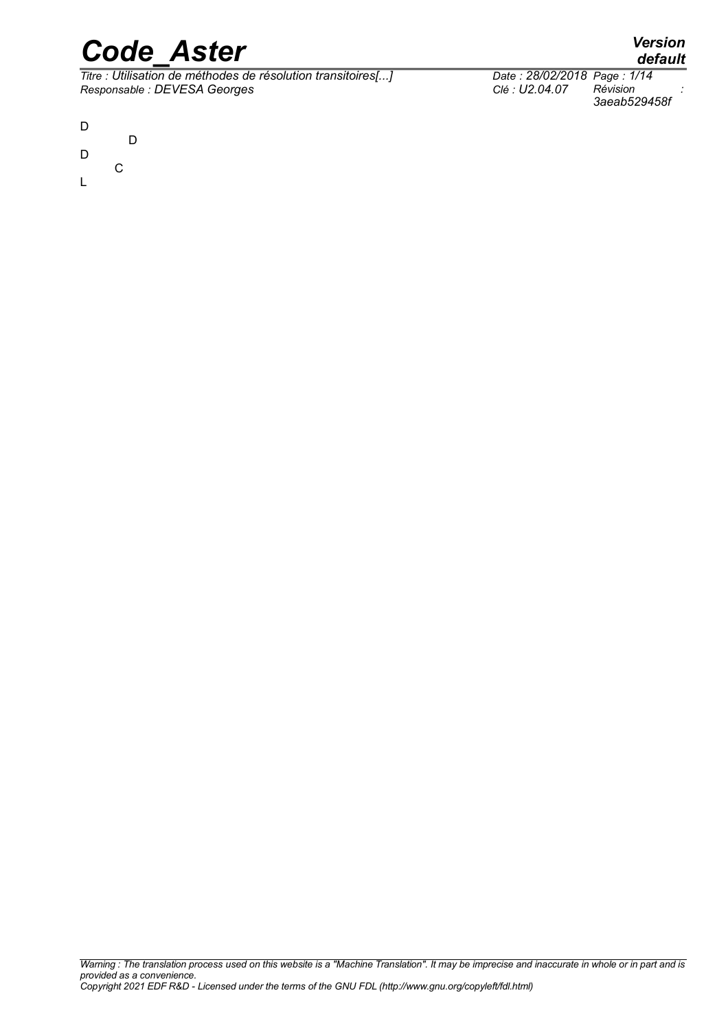D

D

D

C

L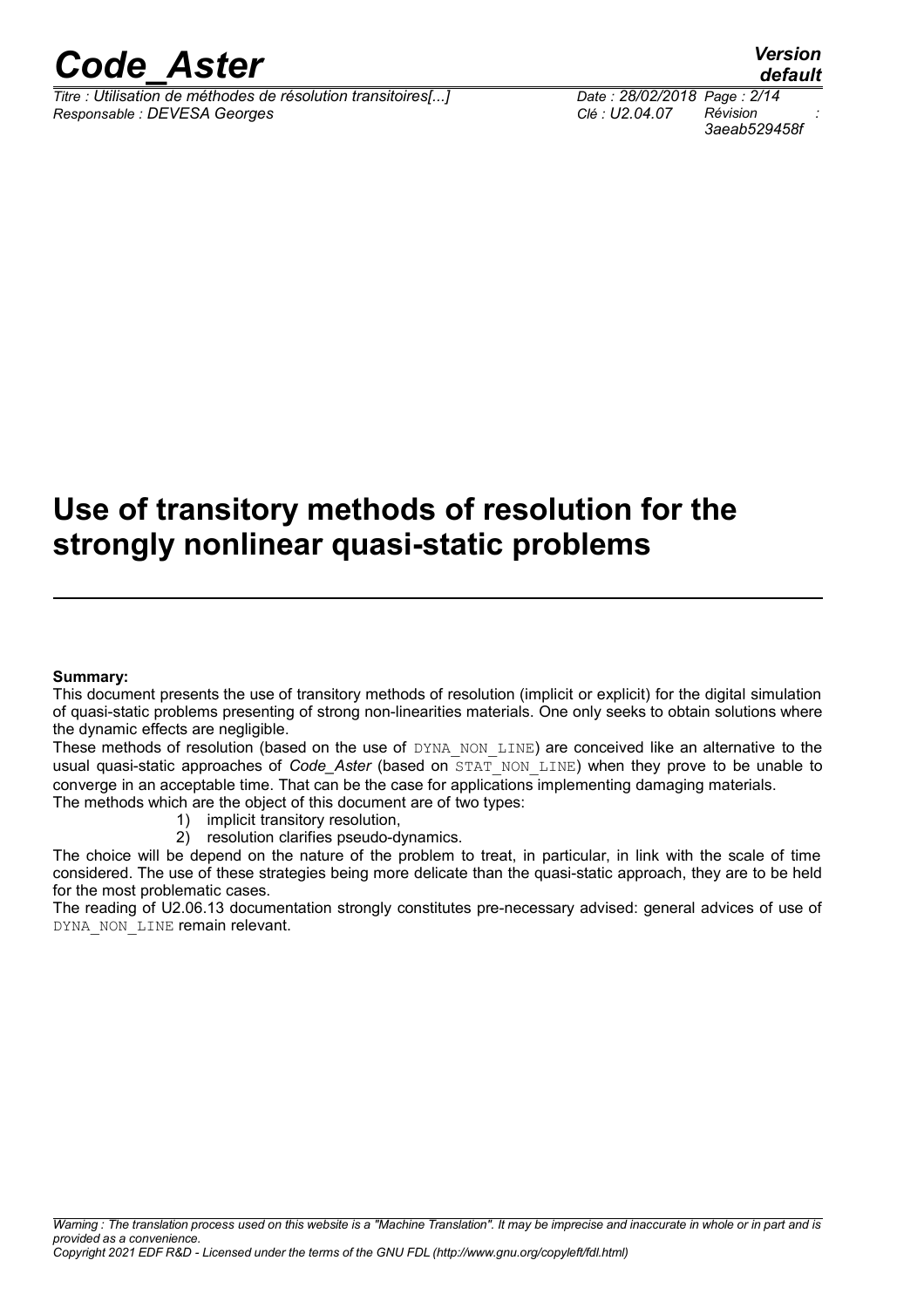# Use of transitory methods of resolution for the strongly nonlinear quasi-static problems

**Summary:**

This document presents the use of transitory methods of resolution (implicit or explicit) for the digital simulation of quasi-static problems presenting of strong non-linearities materials. One only seeks to obtain solutions where the dynamic effects are negligible.

These methods of resolution (based on the use of DYNA_NON_LINE) are conceived like an alternative to the usual quasi-static approaches of *Code_Aster* (based on STAT_NON_LINE) when they prove to be unable to converge in an acceptable time. That can be the case for applications implementing damaging materials.

The methods which are the object of this document are of two types:

1) implicit transitory resolution,
2) resolution clarifies pseudo-dynamics.

The choice will be depend on the nature of the problem to treat, in particular, in link with the scale of time considered. The use of these strategies being more delicate than the quasi-static approach, they are to be held for the most problematic cases.

The reading of U2.06.13 documentation strongly constitutes pre-necessary advised: general advices of use of DYNA_NON_LINE remain relevant.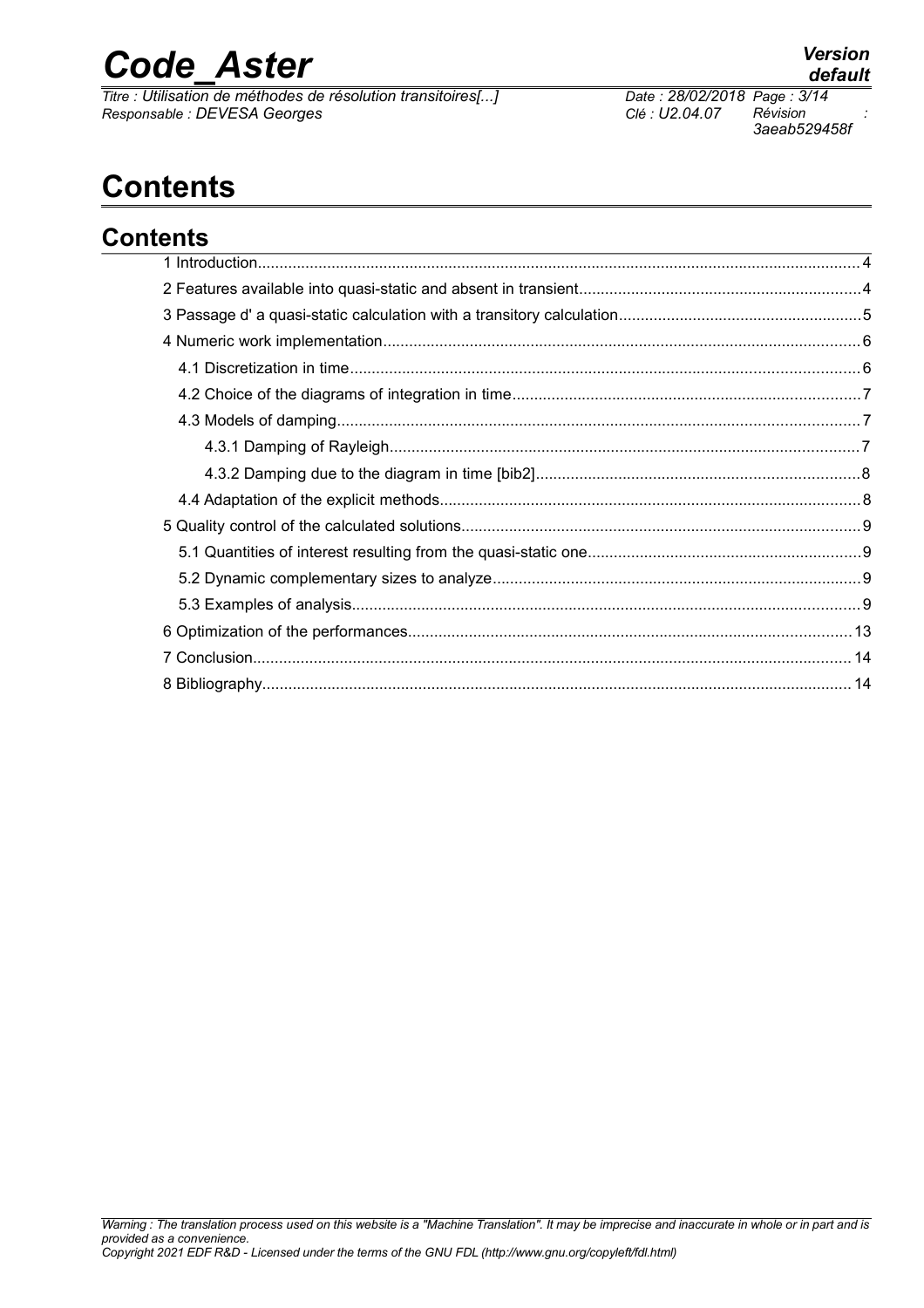# Contents

## Contents

1 Introduction........................................................................................................................................ 4

2 Features available into quasi-static and absent in transient................................................................ 4

3 Passage d' a quasi-static calculation with a transitory calculation....................................................... 5

4 Numeric work implementation............................................................................................................ 6

4.1 Discretization in time.................................................................................................................... 6

4.2 Choice of the diagrams of integration in time............................................................................... 7

4.3 Models of damping....................................................................................................................... 7

4.3.1 Damping of Rayleigh........................................................................................................... 7

4.3.2 Damping due to the diagram in time [bib2].......................................................................... 8

4.4 Adaptation of the explicit methods................................................................................................ 8

5 Quality control of the calculated solutions........................................................................................... 9

5.1 Quantities of interest resulting from the quasi-static one.............................................................. 9

5.2 Dynamic complementary sizes to analyze.................................................................................... 9

5.3 Examples of analysis.................................................................................................................... 9

6 Optimization of the performances..................................................................................................... 13

7 Conclusion........................................................................................................................................ 14

8 Bibliography...................................................................................................................................... 14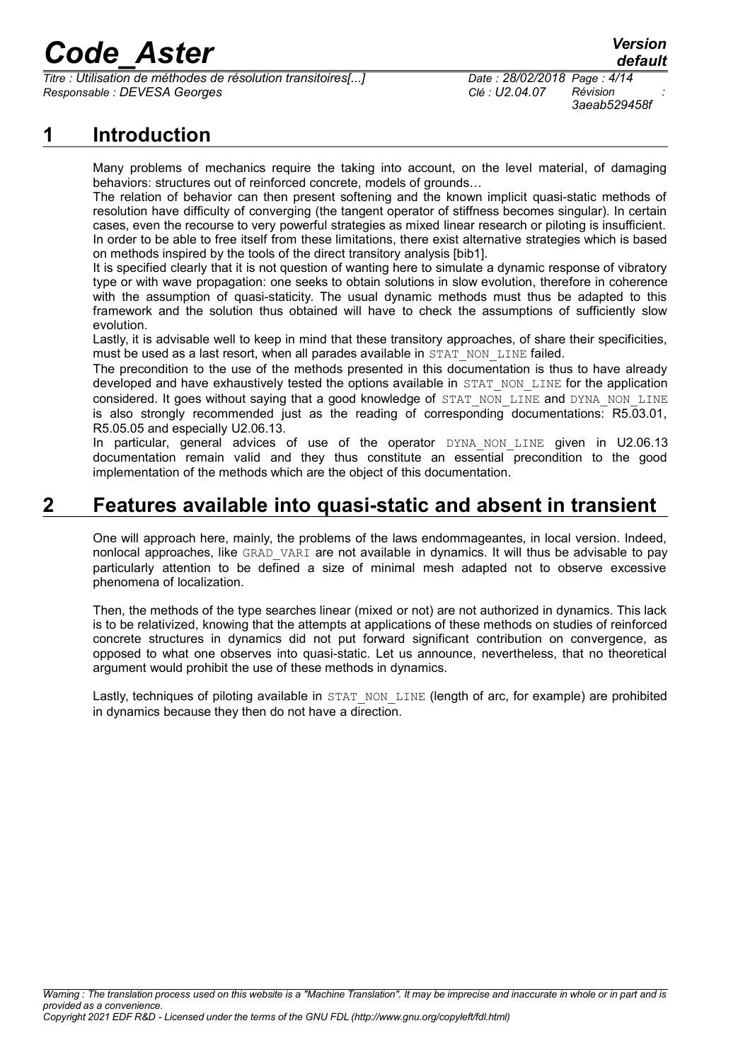# 1 Introduction

Many problems of mechanics require the taking into account, on the level material, of damaging behaviors: structures out of reinforced concrete, models of grounds…

The relation of behavior can then present softening and the known implicit quasi-static methods of resolution have difficulty of converging (the tangent operator of stiffness becomes singular). In certain cases, even the recourse to very powerful strategies as mixed linear research or piloting is insufficient. In order to be able to free itself from these limitations, there exist alternative strategies which is based on methods inspired by the tools of the direct transitory analysis [bib1].

It is specified clearly that it is not question of wanting here to simulate a dynamic response of vibratory type or with wave propagation: one seeks to obtain solutions in slow evolution, therefore in coherence with the assumption of quasi-staticity. The usual dynamic methods must thus be adapted to this framework and the solution thus obtained will have to check the assumptions of sufficiently slow evolution.

Lastly, it is advisable well to keep in mind that these transitory approaches, of share their specificities, must be used as a last resort, when all parades available in STAT_NON_LINE failed.

The precondition to the use of the methods presented in this documentation is thus to have already developed and have exhaustively tested the options available in STAT_NON_LINE for the application considered. It goes without saying that a good knowledge of STAT_NON_LINE and DYNA_NON_LINE is also strongly recommended just as the reading of corresponding documentations: R5.03.01, R5.05.05 and especially U2.06.13.

In particular, general advices of use of the operator DYNA_NON_LINE given in U2.06.13 documentation remain valid and they thus constitute an essential precondition to the good implementation of the methods which are the object of this documentation.

# 2 Features available into quasi-static and absent in transient

One will approach here, mainly, the problems of the laws endommageantes, in local version. Indeed, nonlocal approaches, like GRAD_VARI are not available in dynamics. It will thus be advisable to pay particularly attention to be defined a size of minimal mesh adapted not to observe excessive phenomena of localization.

Then, the methods of the type searches linear (mixed or not) are not authorized in dynamics. This lack is to be relativized, knowing that the attempts at applications of these methods on studies of reinforced concrete structures in dynamics did not put forward significant contribution on convergence, as opposed to what one observes into quasi-static. Let us announce, nevertheless, that no theoretical argument would prohibit the use of these methods in dynamics.

Lastly, techniques of piloting available in STAT_NON_LINE (length of arc, for example) are prohibited in dynamics because they then do not have a direction.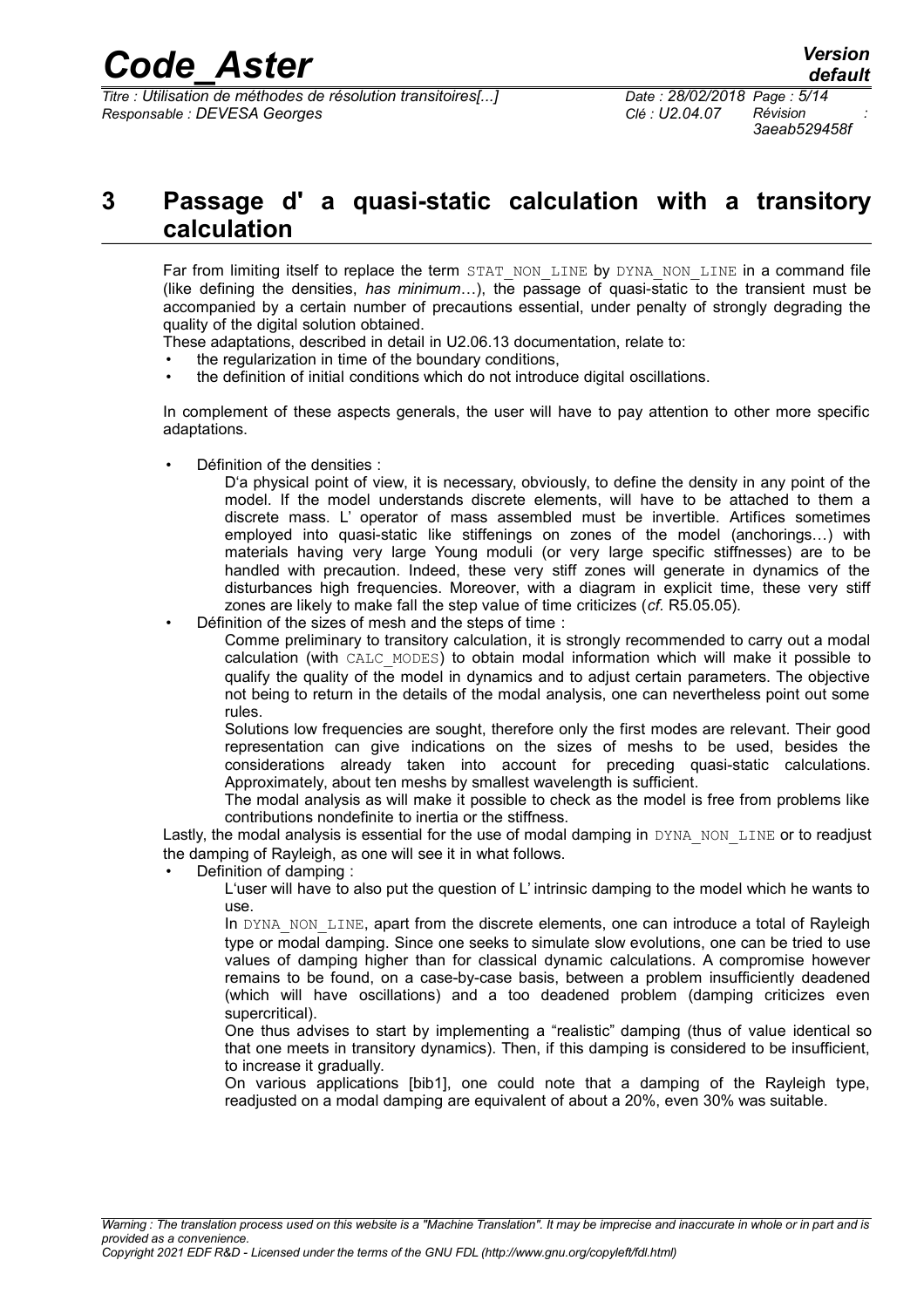## 3 Passage d' a quasi-static calculation with a transitory calculation

Far from limiting itself to replace the term `STAT_NON_LINE` by `DYNA_NON_LINE` in a command file (like defining the densities, *has minimum*…), the passage of quasi-static to the transient must be accompanied by a certain number of precautions essential, under penalty of strongly degrading the quality of the digital solution obtained.
These adaptations, described in detail in U2.06.13 documentation, relate to:

- the regularization in time of the boundary conditions,
- the definition of initial conditions which do not introduce digital oscillations.

In complement of these aspects generals, the user will have to pay attention to other more specific adaptations.

- Définition of the densities :

  D'a physical point of view, it is necessary, obviously, to define the density in any point of the model. If the model understands discrete elements, will have to be attached to them a discrete mass. L' operator of mass assembled must be invertible. Artifices sometimes employed into quasi-static like stiffenings on zones of the model (anchorings…) with materials having very large Young moduli (or very large specific stiffnesses) are to be handled with precaution. Indeed, these very stiff zones will generate in dynamics of the disturbances high frequencies. Moreover, with a diagram in explicit time, these very stiff zones are likely to make fall the step value of time criticizes (*cf.* R5.05.05).

- Définition of the sizes of mesh and the steps of time :

  Comme preliminary to transitory calculation, it is strongly recommended to carry out a modal calculation (with `CALC_MODES`) to obtain modal information which will make it possible to qualify the quality of the model in dynamics and to adjust certain parameters. The objective not being to return in the details of the modal analysis, one can nevertheless point out some rules.

  Solutions low frequencies are sought, therefore only the first modes are relevant. Their good representation can give indications on the sizes of meshs to be used, besides the considerations already taken into account for preceding quasi-static calculations. Approximately, about ten meshs by smallest wavelength is sufficient.

  The modal analysis as will make it possible to check as the model is free from problems like contributions nondefinite to inertia or the stiffness.

Lastly, the modal analysis is essential for the use of modal damping in `DYNA_NON_LINE` or to readjust the damping of Rayleigh, as one will see it in what follows.

- Definition of damping :

  L'user will have to also put the question of L' intrinsic damping to the model which he wants to use.

  In `DYNA_NON_LINE`, apart from the discrete elements, one can introduce a total of Rayleigh type or modal damping. Since one seeks to simulate slow evolutions, one can be tried to use values of damping higher than for classical dynamic calculations. A compromise however remains to be found, on a case-by-case basis, between a problem insufficiently deadened (which will have oscillations) and a too deadened problem (damping criticizes even supercritical).

  One thus advises to start by implementing a "realistic" damping (thus of value identical so that one meets in transitory dynamics). Then, if this damping is considered to be insufficient, to increase it gradually.

  On various applications [bib1], one could note that a damping of the Rayleigh type, readjusted on a modal damping are equivalent of about a 20%, even 30% was suitable.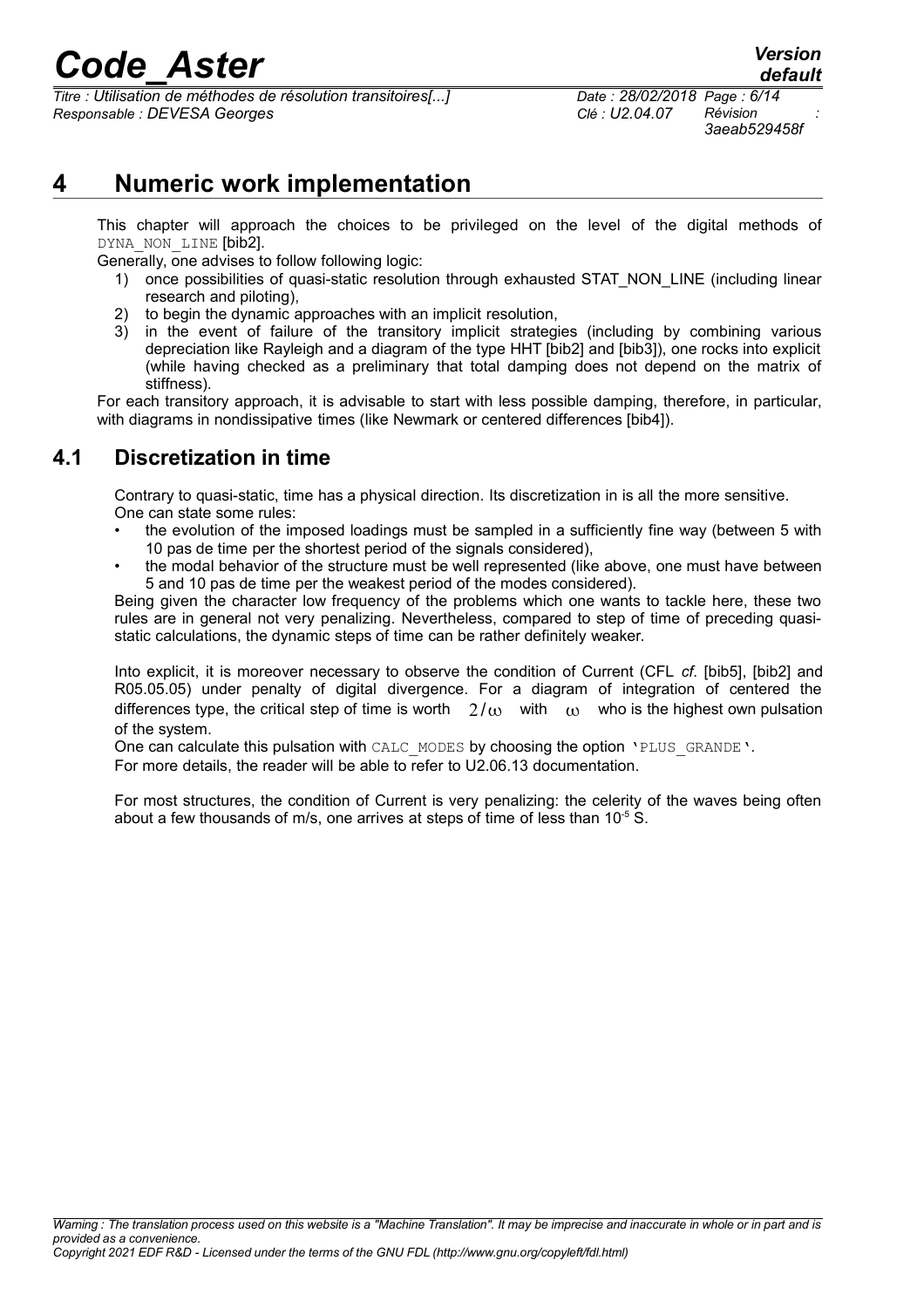# 4 Numeric work implementation

This chapter will approach the choices to be privileged on the level of the digital methods of `DYNA_NON_LINE` [bib2].

Generally, one advises to follow following logic:

1) once possibilities of quasi-static resolution through exhausted STAT_NON_LINE (including linear research and piloting),
2) to begin the dynamic approaches with an implicit resolution,
3) in the event of failure of the transitory implicit strategies (including by combining various depreciation like Rayleigh and a diagram of the type HHT [bib2] and [bib3]), one rocks into explicit (while having checked as a preliminary that total damping does not depend on the matrix of stiffness).

For each transitory approach, it is advisable to start with less possible damping, therefore, in particular, with diagrams in nondissipative times (like Newmark or centered differences [bib4]).

## 4.1 Discretization in time

Contrary to quasi-static, time has a physical direction. Its discretization in is all the more sensitive. One can state some rules:

- the evolution of the imposed loadings must be sampled in a sufficiently fine way (between 5 with 10 pas de time per the shortest period of the signals considered),
- the modal behavior of the structure must be well represented (like above, one must have between 5 and 10 pas de time per the weakest period of the modes considered).

Being given the character low frequency of the problems which one wants to tackle here, these two rules are in general not very penalizing. Nevertheless, compared to step of time of preceding quasi-static calculations, the dynamic steps of time can be rather definitely weaker.

Into explicit, it is moreover necessary to observe the condition of Current (CFL *cf.* [bib5], [bib2] and R05.05.05) under penalty of digital divergence. For a diagram of integration of centered the differences type, the critical step of time is worth $2/\omega$ with $\omega$ who is the highest own pulsation of the system.

One can calculate this pulsation with `CALC_MODES` by choosing the option `'PLUS_GRANDE'`.
For more details, the reader will be able to refer to U2.06.13 documentation.

For most structures, the condition of Current is very penalizing: the celerity of the waves being often about a few thousands of m/s, one arrives at steps of time of less than $10^{-5}$ S.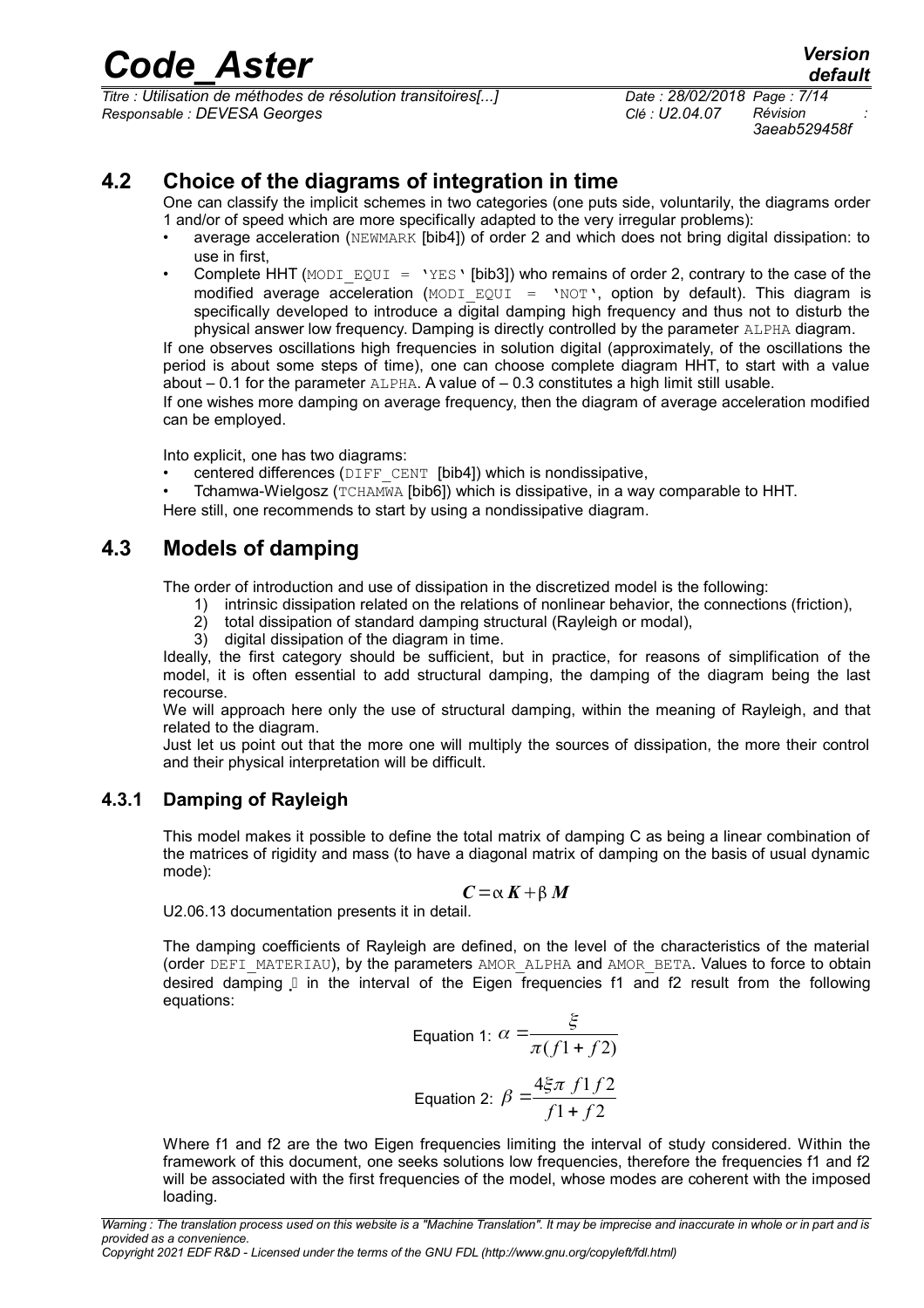## 4.2 Choice of the diagrams of integration in time

One can classify the implicit schemes in two categories (one puts side, voluntarily, the diagrams order 1 and/or of speed which are more specifically adapted to the very irregular problems):

- average acceleration (NEWMARK [bib4]) of order 2 and which does not bring digital dissipation: to use in first,
- Complete HHT (MODI_EQUI = 'YES' [bib3]) who remains of order 2, contrary to the case of the modified average acceleration (MODI_EQUI = 'NOT', option by default). This diagram is specifically developed to introduce a digital damping high frequency and thus not to disturb the physical answer low frequency. Damping is directly controlled by the parameter ALPHA diagram.

If one observes oscillations high frequencies in solution digital (approximately, of the oscillations the period is about some steps of time), one can choose complete diagram HHT, to start with a value about – 0.1 for the parameter ALPHA. A value of – 0.3 constitutes a high limit still usable.

If one wishes more damping on average frequency, then the diagram of average acceleration modified can be employed.

Into explicit, one has two diagrams:

- centered differences (DIFF_CENT [bib4]) which is nondissipative,
- Tchamwa-Wielgosz (TCHAMWA [bib6]) which is dissipative, in a way comparable to HHT.

Here still, one recommends to start by using a nondissipative diagram.

## 4.3 Models of damping

The order of introduction and use of dissipation in the discretized model is the following:

1) intrinsic dissipation related on the relations of nonlinear behavior, the connections (friction),
2) total dissipation of standard damping structural (Rayleigh or modal),
3) digital dissipation of the diagram in time.

Ideally, the first category should be sufficient, but in practice, for reasons of simplification of the model, it is often essential to add structural damping, the damping of the diagram being the last recourse.

We will approach here only the use of structural damping, within the meaning of Rayleigh, and that related to the diagram.

Just let us point out that the more one will multiply the sources of dissipation, the more their control and their physical interpretation will be difficult.

### 4.3.1 Damping of Rayleigh

This model makes it possible to define the total matrix of damping C as being a linear combination of the matrices of rigidity and mass (to have a diagonal matrix of damping on the basis of usual dynamic mode):

$$\boldsymbol{C}=\alpha \boldsymbol{K}+\beta \boldsymbol{M}$$

U2.06.13 documentation presents it in detail.

The damping coefficients of Rayleigh are defined, on the level of the characteristics of the material (order DEFI_MATERIAU), by the parameters AMOR_ALPHA and AMOR_BETA. Values to force to obtain desired damping $\xi$ in the interval of the Eigen frequencies f1 and f2 result from the following equations:

Equation 1: $$\alpha=\frac{\xi}{\pi(f1+f2)}$$

Equation 2: $$\beta=\frac{4\xi\pi\ f1\,f2}{f1+f2}$$

Where f1 and f2 are the two Eigen frequencies limiting the interval of study considered. Within the framework of this document, one seeks solutions low frequencies, therefore the frequencies f1 and f2 will be associated with the first frequencies of the model, whose modes are coherent with the imposed loading.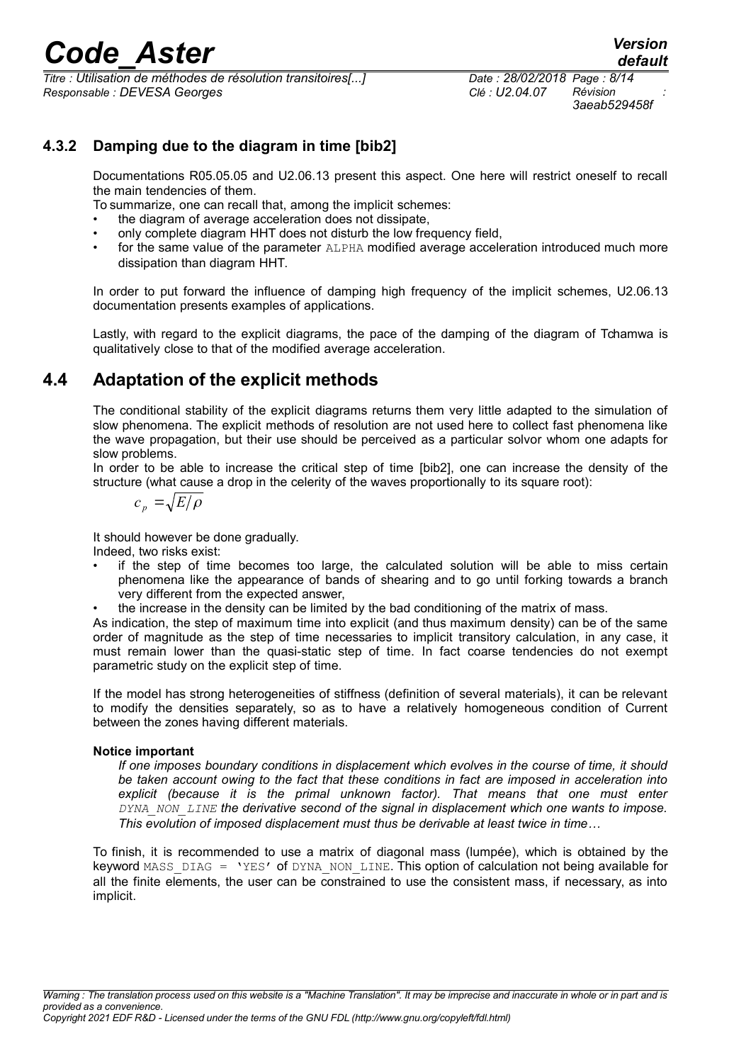### 4.3.2 Damping due to the diagram in time [bib2]

Documentations R05.05.05 and U2.06.13 present this aspect. One here will restrict oneself to recall the main tendencies of them.

To summarize, one can recall that, among the implicit schemes:

- the diagram of average acceleration does not dissipate,
- only complete diagram HHT does not disturb the low frequency field,
- for the same value of the parameter `ALPHA` modified average acceleration introduced much more dissipation than diagram HHT.

In order to put forward the influence of damping high frequency of the implicit schemes, U2.06.13 documentation presents examples of applications.

Lastly, with regard to the explicit diagrams, the pace of the damping of the diagram of Tchamwa is qualitatively close to that of the modified average acceleration.

## 4.4 Adaptation of the explicit methods

The conditional stability of the explicit diagrams returns them very little adapted to the simulation of slow phenomena. The explicit methods of resolution are not used here to collect fast phenomena like the wave propagation, but their use should be perceived as a particular solvor whom one adapts for slow problems.

In order to be able to increase the critical step of time [bib2], one can increase the density of the structure (what cause a drop in the celerity of the waves proportionally to its square root):

$$c_p = \sqrt{E/\rho}$$

It should however be done gradually.

Indeed, two risks exist:

- if the step of time becomes too large, the calculated solution will be able to miss certain phenomena like the appearance of bands of shearing and to go until forking towards a branch very different from the expected answer,
- the increase in the density can be limited by the bad conditioning of the matrix of mass.

As indication, the step of maximum time into explicit (and thus maximum density) can be of the same order of magnitude as the step of time necessaries to implicit transitory calculation, in any case, it must remain lower than the quasi-static step of time. In fact coarse tendencies do not exempt parametric study on the explicit step of time.

If the model has strong heterogeneities of stiffness (definition of several materials), it can be relevant to modify the densities separately, so as to have a relatively homogeneous condition of Current between the zones having different materials.

**Notice important**

*If one imposes boundary conditions in displacement which evolves in the course of time, it should be taken account owing to the fact that these conditions in fact are imposed in acceleration into explicit (because it is the primal unknown factor). That means that one must enter `DYNA_NON_LINE` the derivative second of the signal in displacement which one wants to impose. This evolution of imposed displacement must thus be derivable at least twice in time…*

To finish, it is recommended to use a matrix of diagonal mass (lumpée), which is obtained by the keyword `MASS_DIAG = 'YES'` of `DYNA_NON_LINE`. This option of calculation not being available for all the finite elements, the user can be constrained to use the consistent mass, if necessary, as into implicit.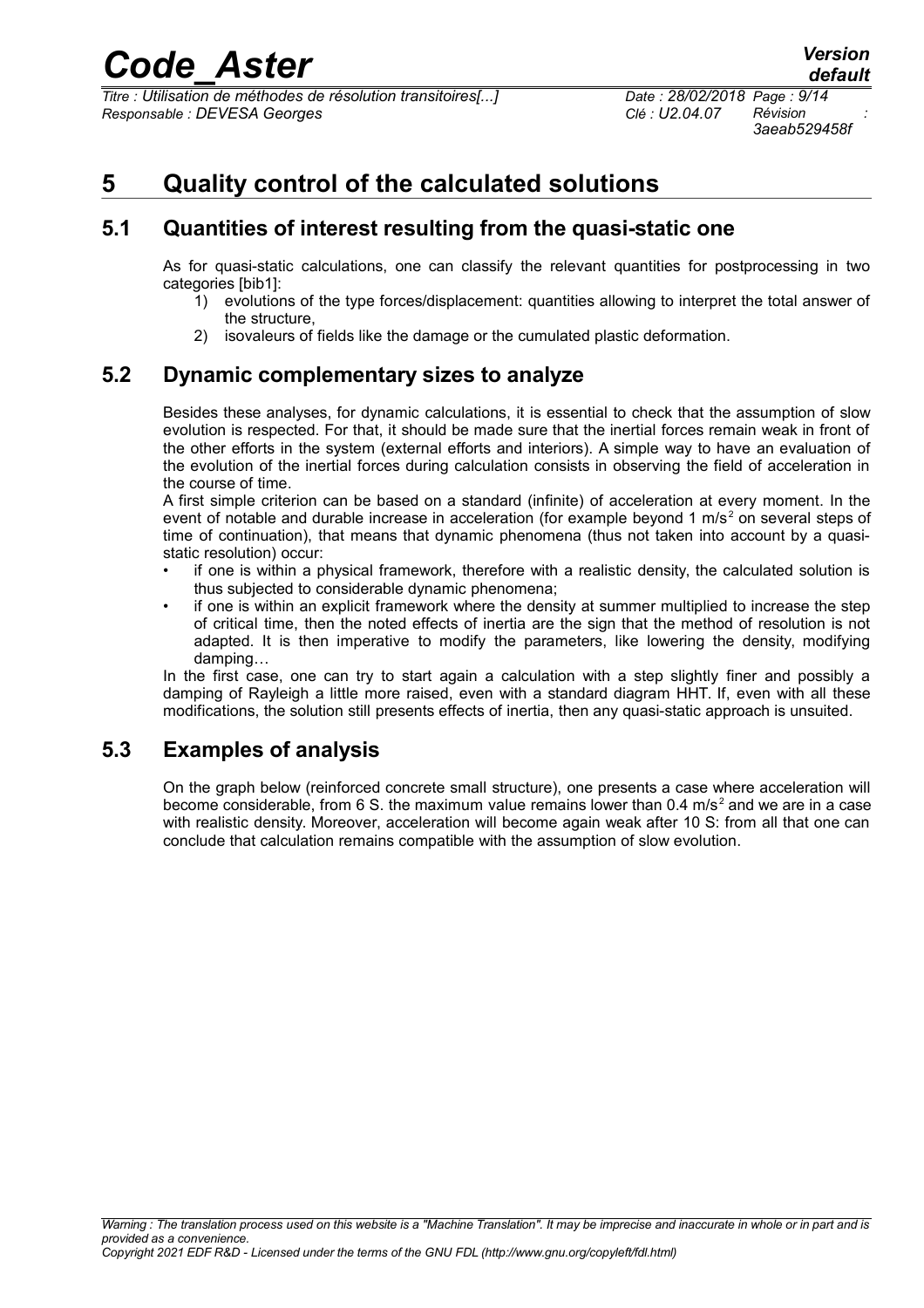# 5 Quality control of the calculated solutions

## 5.1 Quantities of interest resulting from the quasi-static one

As for quasi-static calculations, one can classify the relevant quantities for postprocessing in two categories [bib1]:

1) evolutions of the type forces/displacement: quantities allowing to interpret the total answer of the structure,
2) isovaleurs of fields like the damage or the cumulated plastic deformation.

## 5.2 Dynamic complementary sizes to analyze

Besides these analyses, for dynamic calculations, it is essential to check that the assumption of slow evolution is respected. For that, it should be made sure that the inertial forces remain weak in front of the other efforts in the system (external efforts and interiors). A simple way to have an evaluation of the evolution of the inertial forces during calculation consists in observing the field of acceleration in the course of time.

A first simple criterion can be based on a standard (infinite) of acceleration at every moment. In the event of notable and durable increase in acceleration (for example beyond 1 $m/s^2$ on several steps of time of continuation), that means that dynamic phenomena (thus not taken into account by a quasi-static resolution) occur:

- if one is within a physical framework, therefore with a realistic density, the calculated solution is thus subjected to considerable dynamic phenomena;
- if one is within an explicit framework where the density at summer multiplied to increase the step of critical time, then the noted effects of inertia are the sign that the method of resolution is not adapted. It is then imperative to modify the parameters, like lowering the density, modifying damping…

In the first case, one can try to start again a calculation with a step slightly finer and possibly a damping of Rayleigh a little more raised, even with a standard diagram HHT. If, even with all these modifications, the solution still presents effects of inertia, then any quasi-static approach is unsuited.

## 5.3 Examples of analysis

On the graph below (reinforced concrete small structure), one presents a case where acceleration will become considerable, from 6 S. the maximum value remains lower than 0.4 $m/s^2$ and we are in a case with realistic density. Moreover, acceleration will become again weak after 10 S: from all that one can conclude that calculation remains compatible with the assumption of slow evolution.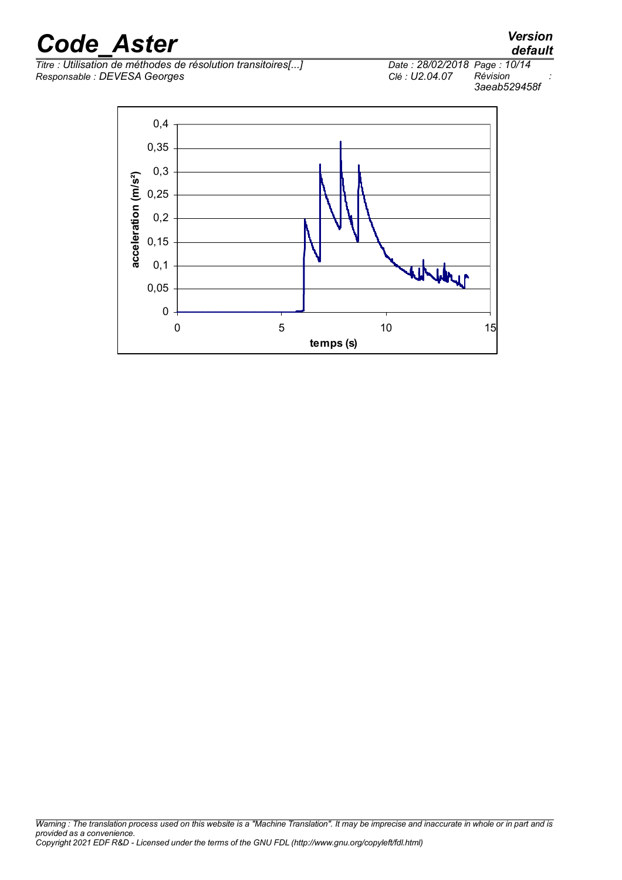acceleration (m/s²)

temps (s)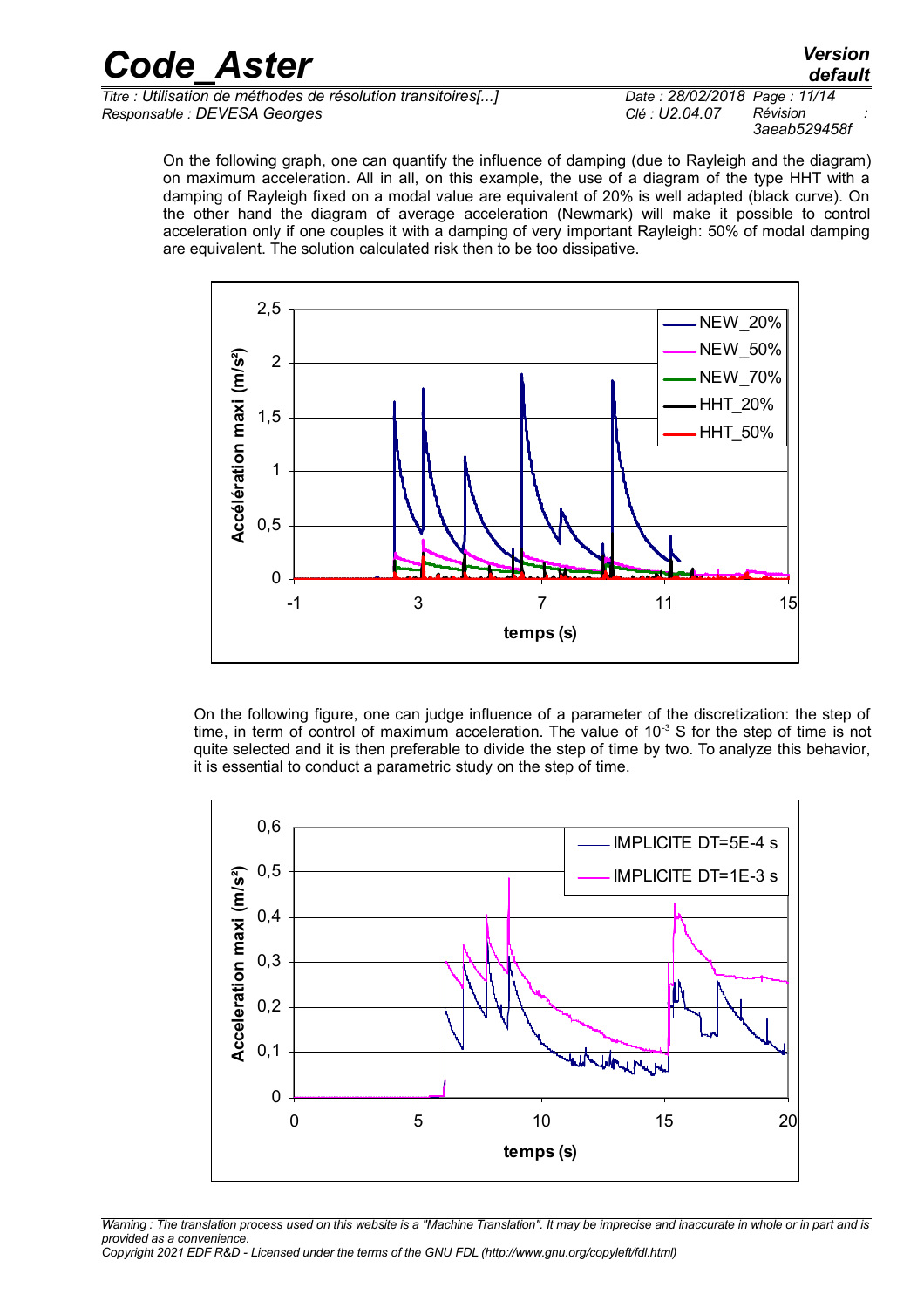On the following graph, one can quantify the influence of damping (due to Rayleigh and the diagram) on maximum acceleration. All in all, on this example, the use of a diagram of the type HHT with a damping of Rayleigh fixed on a modal value are equivalent of 20% is well adapted (black curve). On the other hand the diagram of average acceleration (Newmark) will make it possible to control acceleration only if one couples it with a damping of very important Rayleigh: 50% of modal damping are equivalent. The solution calculated risk then to be too dissipative.

On the following figure, one can judge influence of a parameter of the discretization: the step of time, in term of control of maximum acceleration. The value of $10^{-3}$ S for the step of time is not quite selected and it is then preferable to divide the step of time by two. To analyze this behavior, it is essential to conduct a parametric study on the step of time.

*Warning : The translation process used on this website is a "Machine Translation". It may be imprecise and inaccurate in whole or in part and is provided as a convenience.*
*Copyright 2021 EDF R&D - Licensed under the terms of the GNU FDL (http://www.gnu.org/copyleft/fdl.html)*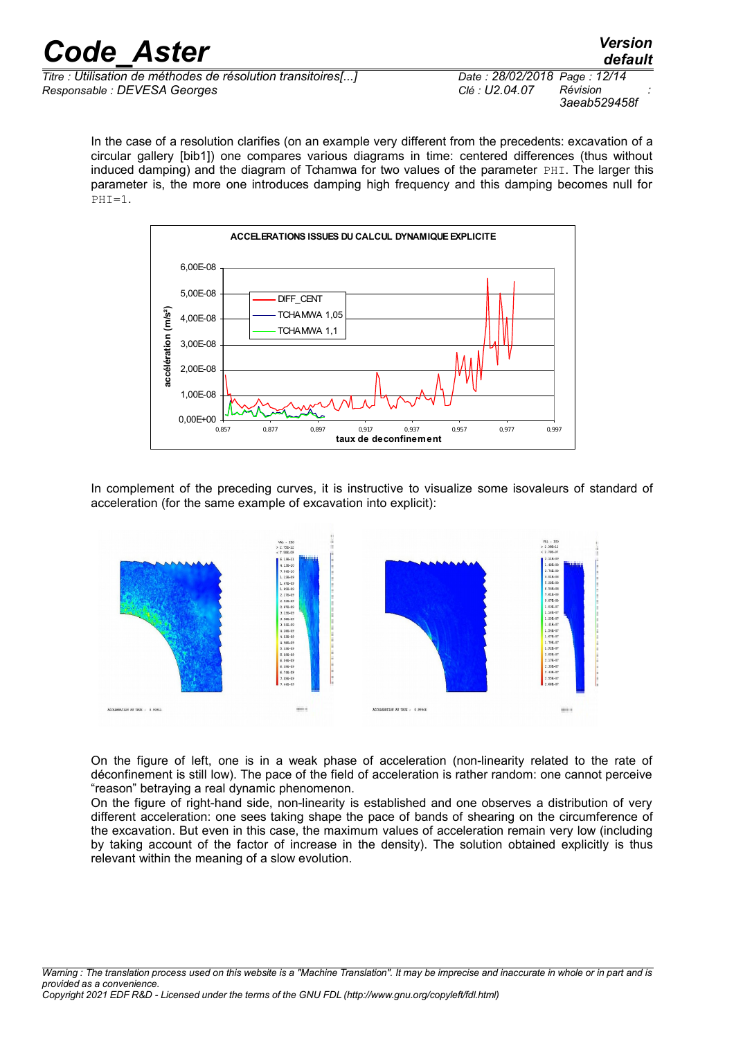In the case of a resolution clarifies (on an example very different from the precedents: excavation of a circular gallery [bib1]) one compares various diagrams in time: centered differences (thus without induced damping) and the diagram of Tchamwa for two values of the parameter PHI. The larger this parameter is, the more one introduces damping high frequency and this damping becomes null for PHI=1.

In complement of the preceding curves, it is instructive to visualize some isovaleurs of standard of acceleration (for the same example of excavation into explicit):

On the figure of left, one is in a weak phase of acceleration (non-linearity related to the rate of déconfinement is still low). The pace of the field of acceleration is rather random: one cannot perceive "reason" betraying a real dynamic phenomenon.
On the figure of right-hand side, non-linearity is established and one observes a distribution of very different acceleration: one sees taking shape the pace of bands of shearing on the circumference of the excavation. But even in this case, the maximum values of acceleration remain very low (including by taking account of the factor of increase in the density). The solution obtained explicitly is thus relevant within the meaning of a slow evolution.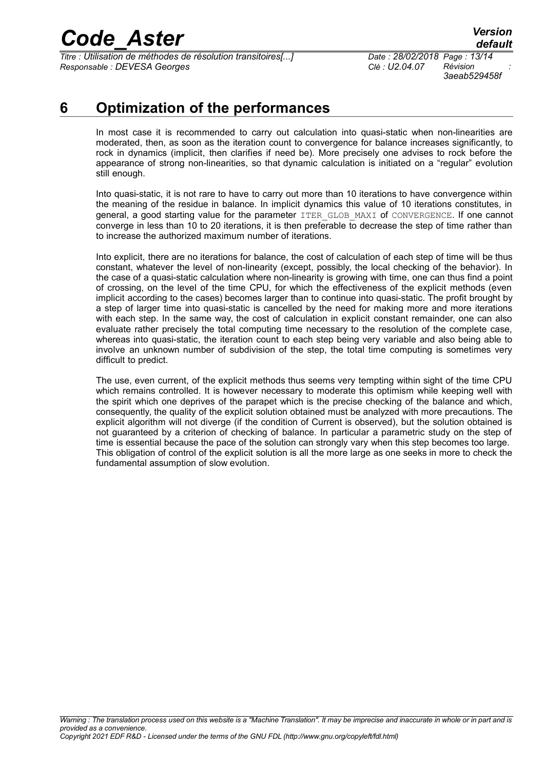# 6 Optimization of the performances

In most case it is recommended to carry out calculation into quasi-static when non-linearities are moderated, then, as soon as the iteration count to convergence for balance increases significantly, to rock in dynamics (implicit, then clarifies if need be). More precisely one advises to rock before the appearance of strong non-linearities, so that dynamic calculation is initiated on a "regular" evolution still enough.

Into quasi-static, it is not rare to have to carry out more than 10 iterations to have convergence within the meaning of the residue in balance. In implicit dynamics this value of 10 iterations constitutes, in general, a good starting value for the parameter ITER_GLOB_MAXI of CONVERGENCE. If one cannot converge in less than 10 to 20 iterations, it is then preferable to decrease the step of time rather than to increase the authorized maximum number of iterations.

Into explicit, there are no iterations for balance, the cost of calculation of each step of time will be thus constant, whatever the level of non-linearity (except, possibly, the local checking of the behavior). In the case of a quasi-static calculation where non-linearity is growing with time, one can thus find a point of crossing, on the level of the time CPU, for which the effectiveness of the explicit methods (even implicit according to the cases) becomes larger than to continue into quasi-static. The profit brought by a step of larger time into quasi-static is cancelled by the need for making more and more iterations with each step. In the same way, the cost of calculation in explicit constant remainder, one can also evaluate rather precisely the total computing time necessary to the resolution of the complete case, whereas into quasi-static, the iteration count to each step being very variable and also being able to involve an unknown number of subdivision of the step, the total time computing is sometimes very difficult to predict.

The use, even current, of the explicit methods thus seems very tempting within sight of the time CPU which remains controlled. It is however necessary to moderate this optimism while keeping well with the spirit which one deprives of the parapet which is the precise checking of the balance and which, consequently, the quality of the explicit solution obtained must be analyzed with more precautions. The explicit algorithm will not diverge (if the condition of Current is observed), but the solution obtained is not guaranteed by a criterion of checking of balance. In particular a parametric study on the step of time is essential because the pace of the solution can strongly vary when this step becomes too large. This obligation of control of the explicit solution is all the more large as one seeks in more to check the fundamental assumption of slow evolution.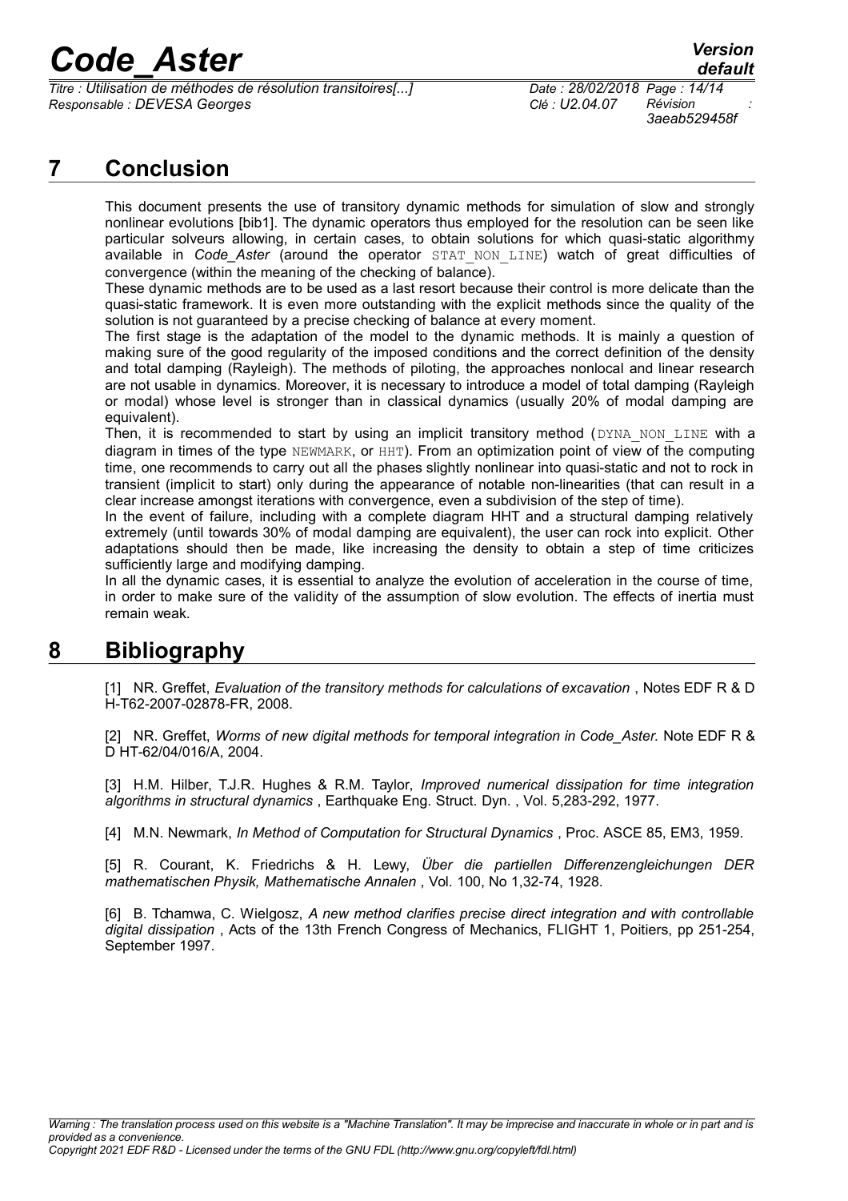# 7 Conclusion

This document presents the use of transitory dynamic methods for simulation of slow and strongly nonlinear evolutions [bib1]. The dynamic operators thus employed for the resolution can be seen like particular solveurs allowing, in certain cases, to obtain solutions for which quasi-static algorithmy available in *Code_Aster* (around the operator STAT_NON_LINE) watch of great difficulties of convergence (within the meaning of the checking of balance).

These dynamic methods are to be used as a last resort because their control is more delicate than the quasi-static framework. It is even more outstanding with the explicit methods since the quality of the solution is not guaranteed by a precise checking of balance at every moment.

The first stage is the adaptation of the model to the dynamic methods. It is mainly a question of making sure of the good regularity of the imposed conditions and the correct definition of the density and total damping (Rayleigh). The methods of piloting, the approaches nonlocal and linear research are not usable in dynamics. Moreover, it is necessary to introduce a model of total damping (Rayleigh or modal) whose level is stronger than in classical dynamics (usually 20% of modal damping are equivalent).

Then, it is recommended to start by using an implicit transitory method (DYNA_NON_LINE with a diagram in times of the type NEWMARK, or HHT). From an optimization point of view of the computing time, one recommends to carry out all the phases slightly nonlinear into quasi-static and not to rock in transient (implicit to start) only during the appearance of notable non-linearities (that can result in a clear increase amongst iterations with convergence, even a subdivision of the step of time).

In the event of failure, including with a complete diagram HHT and a structural damping relatively extremely (until towards 30% of modal damping are equivalent), the user can rock into explicit. Other adaptations should then be made, like increasing the density to obtain a step of time criticizes sufficiently large and modifying damping.

In all the dynamic cases, it is essential to analyze the evolution of acceleration in the course of time, in order to make sure of the validity of the assumption of slow evolution. The effects of inertia must remain weak.

# 8 Bibliography

[1] NR. Greffet, *Evaluation of the transitory methods for calculations of excavation* , Notes EDF R & D H-T62-2007-02878-FR, 2008.

[2] NR. Greffet, *Worms of new digital methods for temporal integration in Code_Aster.* Note EDF R & D HT-62/04/016/A, 2004.

[3] H.M. Hilber, T.J.R. Hughes & R.M. Taylor, *Improved numerical dissipation for time integration algorithms in structural dynamics* , Earthquake Eng. Struct. Dyn. , Vol. 5,283-292, 1977.

[4] M.N. Newmark, *In Method of Computation for Structural Dynamics* , Proc. ASCE 85, EM3, 1959.

[5] R. Courant, K. Friedrichs & H. Lewy, *Über die partiellen Differenzengleichungen DER mathematischen Physik, Mathematische Annalen* , Vol. 100, No 1,32-74, 1928.

[6] B. Tchamwa, C. Wielgosz, *A new method clarifies precise direct integration and with controllable digital dissipation* , Acts of the 13th French Congress of Mechanics, FLIGHT 1, Poitiers, pp 251-254, September 1997.